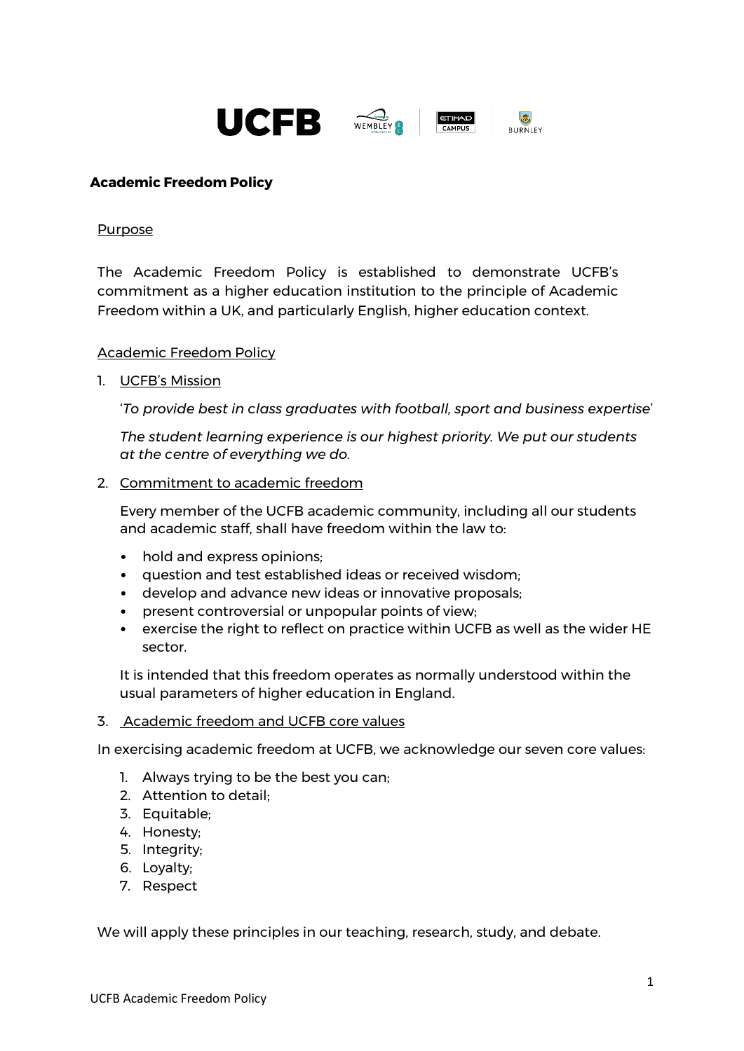# Academic Freedom Policy

## Purpose

The Academic Freedom Policy is established to demonstrate UCFB's commitment as a higher education institution to the principle of Academic Freedom within a UK, and particularly English, higher education context.

## Academic Freedom Policy

1. UCFB's Mission

   '*To provide best in class graduates with football, sport and business expertise*'

   *The student learning experience is our highest priority. We put our students at the centre of everything we do.*

2. Commitment to academic freedom

   Every member of the UCFB academic community, including all our students and academic staff, shall have freedom within the law to:

   - hold and express opinions;
   - question and test established ideas or received wisdom;
   - develop and advance new ideas or innovative proposals;
   - present controversial or unpopular points of view;
   - exercise the right to reflect on practice within UCFB as well as the wider HE sector.

   It is intended that this freedom operates as normally understood within the usual parameters of higher education in England.

3. Academic freedom and UCFB core values

In exercising academic freedom at UCFB, we acknowledge our seven core values:

1. Always trying to be the best you can;
2. Attention to detail;
3. Equitable;
4. Honesty;
5. Integrity;
6. Loyalty;
7. Respect

We will apply these principles in our teaching, research, study, and debate.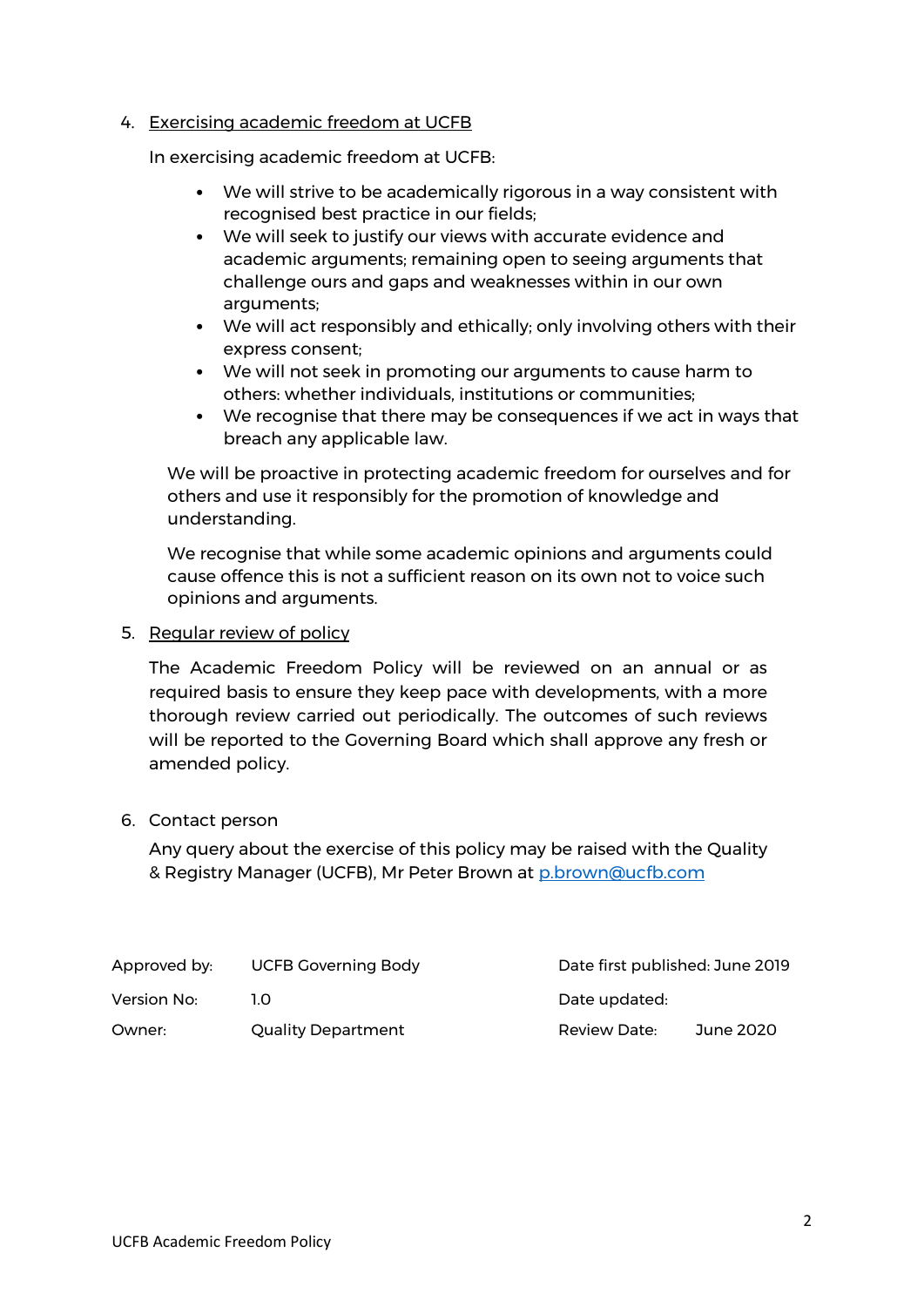4. Exercising academic freedom at UCFB

   In exercising academic freedom at UCFB:

   - We will strive to be academically rigorous in a way consistent with recognised best practice in our fields;
   - We will seek to justify our views with accurate evidence and academic arguments; remaining open to seeing arguments that challenge ours and gaps and weaknesses within in our own arguments;
   - We will act responsibly and ethically; only involving others with their express consent;
   - We will not seek in promoting our arguments to cause harm to others: whether individuals, institutions or communities;
   - We recognise that there may be consequences if we act in ways that breach any applicable law.

   We will be proactive in protecting academic freedom for ourselves and for others and use it responsibly for the promotion of knowledge and understanding.

   We recognise that while some academic opinions and arguments could cause offence this is not a sufficient reason on its own not to voice such opinions and arguments.

5. Regular review of policy

   The Academic Freedom Policy will be reviewed on an annual or as required basis to ensure they keep pace with developments, with a more thorough review carried out periodically. The outcomes of such reviews will be reported to the Governing Board which shall approve any fresh or amended policy.

6. Contact person

   Any query about the exercise of this policy may be raised with the Quality & Registry Manager (UCFB), Mr Peter Brown at p.brown@ucfb.com

| | | | |
|---|---|---|---|
| Approved by: | UCFB Governing Body | Date first published: June 2019 | |
| Version No: | 1.0 | Date updated: | |
| Owner: | Quality Department | Review Date: | June 2020 |